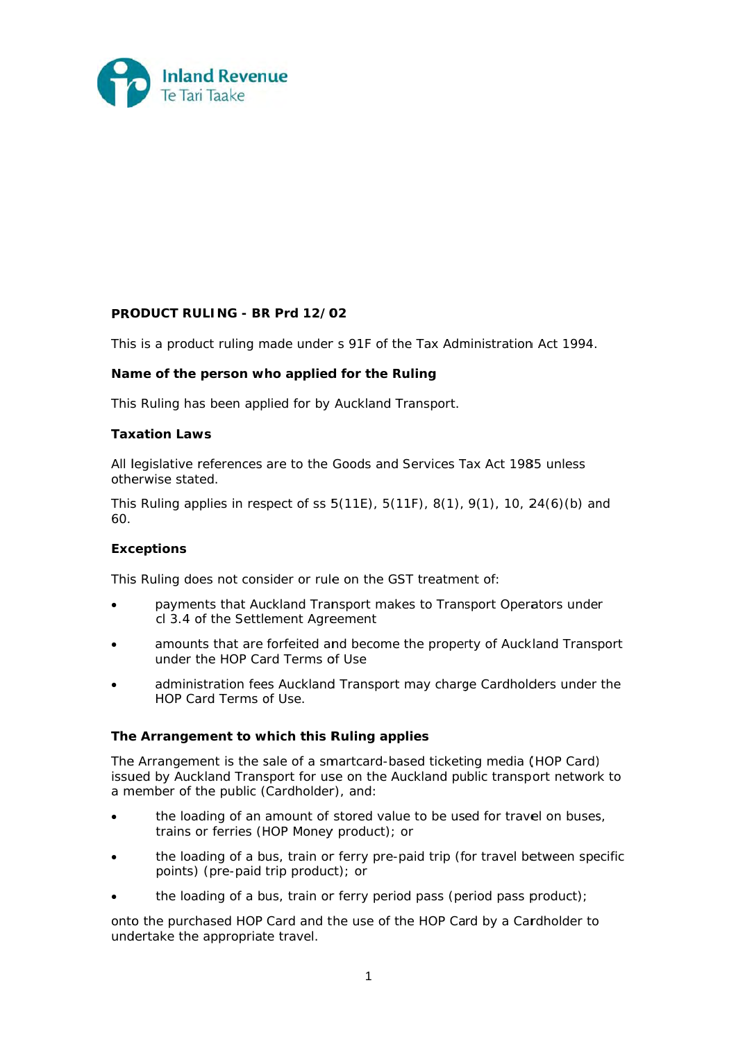Inland Revenue
Te Tari Taake

**PRODUCT RULING - BR Prd 12/02**

This is a product ruling made under s 91F of the Tax Administration Act 1994.

**Name of the person who applied for the Ruling**

This Ruling has been applied for by Auckland Transport.

**Taxation Laws**

All legislative references are to the Goods and Services Tax Act 1985 unless otherwise stated.

This Ruling applies in respect of ss 5(11E), 5(11F), 8(1), 9(1), 10, 24(6)(b) and 60.

**Exceptions**

This Ruling does not consider or rule on the GST treatment of:

- payments that Auckland Transport makes to Transport Operators under cl 3.4 of the Settlement Agreement
- amounts that are forfeited and become the property of Auckland Transport under the HOP Card Terms of Use
- administration fees Auckland Transport may charge Cardholders under the HOP Card Terms of Use.

**The Arrangement to which this Ruling applies**

The Arrangement is the sale of a smartcard-based ticketing media (HOP Card) issued by Auckland Transport for use on the Auckland public transport network to a member of the public (Cardholder), and:

- the loading of an amount of stored value to be used for travel on buses, trains or ferries (HOP Money product); or
- the loading of a bus, train or ferry pre-paid trip (for travel between specific points) (pre-paid trip product); or
- the loading of a bus, train or ferry period pass (period pass product);

onto the purchased HOP Card and the use of the HOP Card by a Cardholder to undertake the appropriate travel.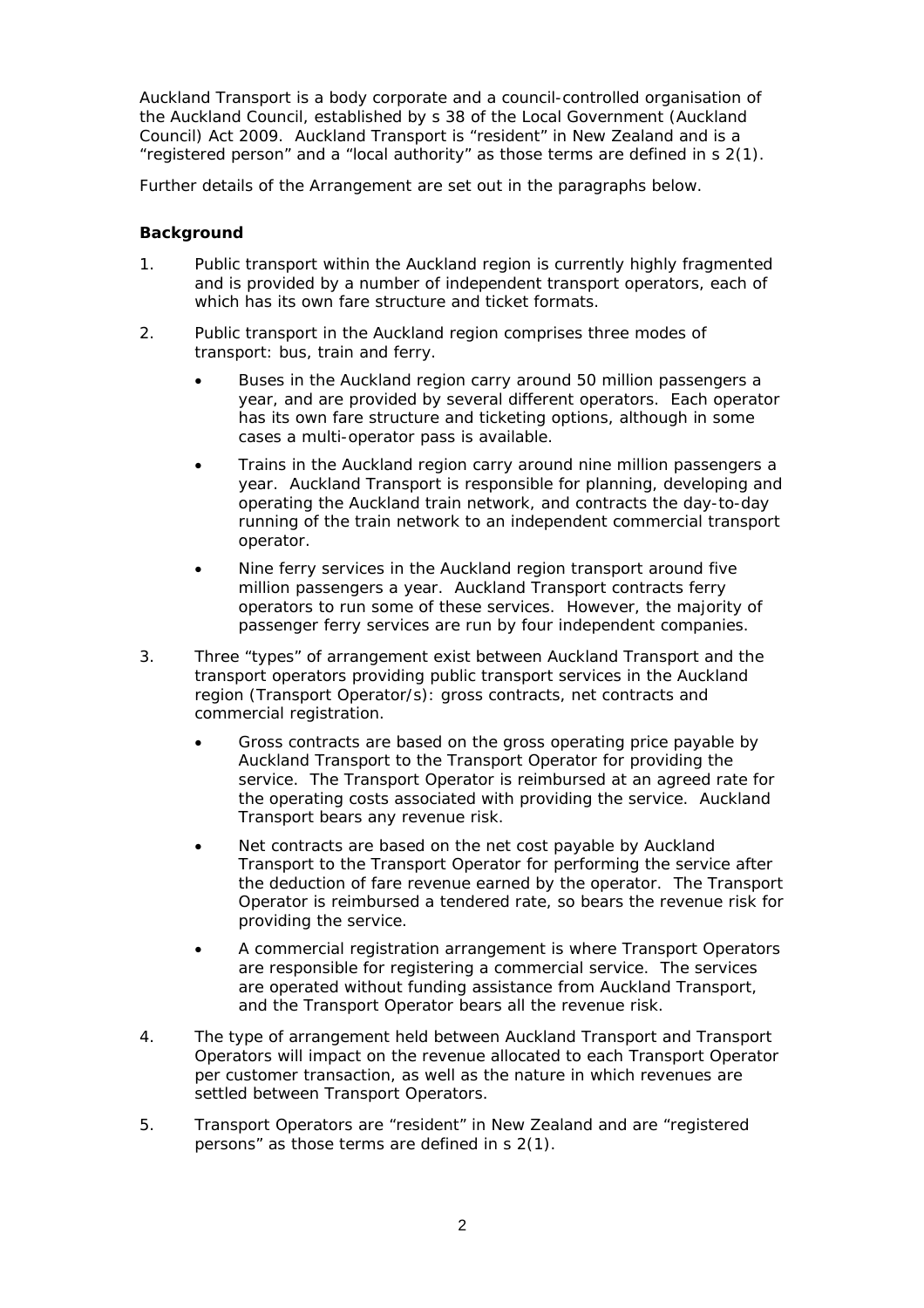Auckland Transport is a body corporate and a council-controlled organisation of the Auckland Council, established by s 38 of the Local Government (Auckland Council) Act 2009. Auckland Transport is "resident" in New Zealand and is a "registered person" and a "local authority" as those terms are defined in s 2(1).

Further details of the Arrangement are set out in the paragraphs below.

**Background**

1. Public transport within the Auckland region is currently highly fragmented and is provided by a number of independent transport operators, each of which has its own fare structure and ticket formats.

2. Public transport in the Auckland region comprises three modes of transport: bus, train and ferry.

    - Buses in the Auckland region carry around 50 million passengers a year, and are provided by several different operators. Each operator has its own fare structure and ticketing options, although in some cases a multi-operator pass is available.
    - Trains in the Auckland region carry around nine million passengers a year. Auckland Transport is responsible for planning, developing and operating the Auckland train network, and contracts the day-to-day running of the train network to an independent commercial transport operator.
    - Nine ferry services in the Auckland region transport around five million passengers a year. Auckland Transport contracts ferry operators to run some of these services. However, the majority of passenger ferry services are run by four independent companies.

3. Three "types" of arrangement exist between Auckland Transport and the transport operators providing public transport services in the Auckland region (Transport Operator/s): gross contracts, net contracts and commercial registration.

    - Gross contracts are based on the gross operating price payable by Auckland Transport to the Transport Operator for providing the service. The Transport Operator is reimbursed at an agreed rate for the operating costs associated with providing the service. Auckland Transport bears any revenue risk.
    - Net contracts are based on the net cost payable by Auckland Transport to the Transport Operator for performing the service after the deduction of fare revenue earned by the operator. The Transport Operator is reimbursed a tendered rate, so bears the revenue risk for providing the service.
    - A commercial registration arrangement is where Transport Operators are responsible for registering a commercial service. The services are operated without funding assistance from Auckland Transport, and the Transport Operator bears all the revenue risk.

4. The type of arrangement held between Auckland Transport and Transport Operators will impact on the revenue allocated to each Transport Operator per customer transaction, as well as the nature in which revenues are settled between Transport Operators.

5. Transport Operators are "resident" in New Zealand and are "registered persons" as those terms are defined in s 2(1).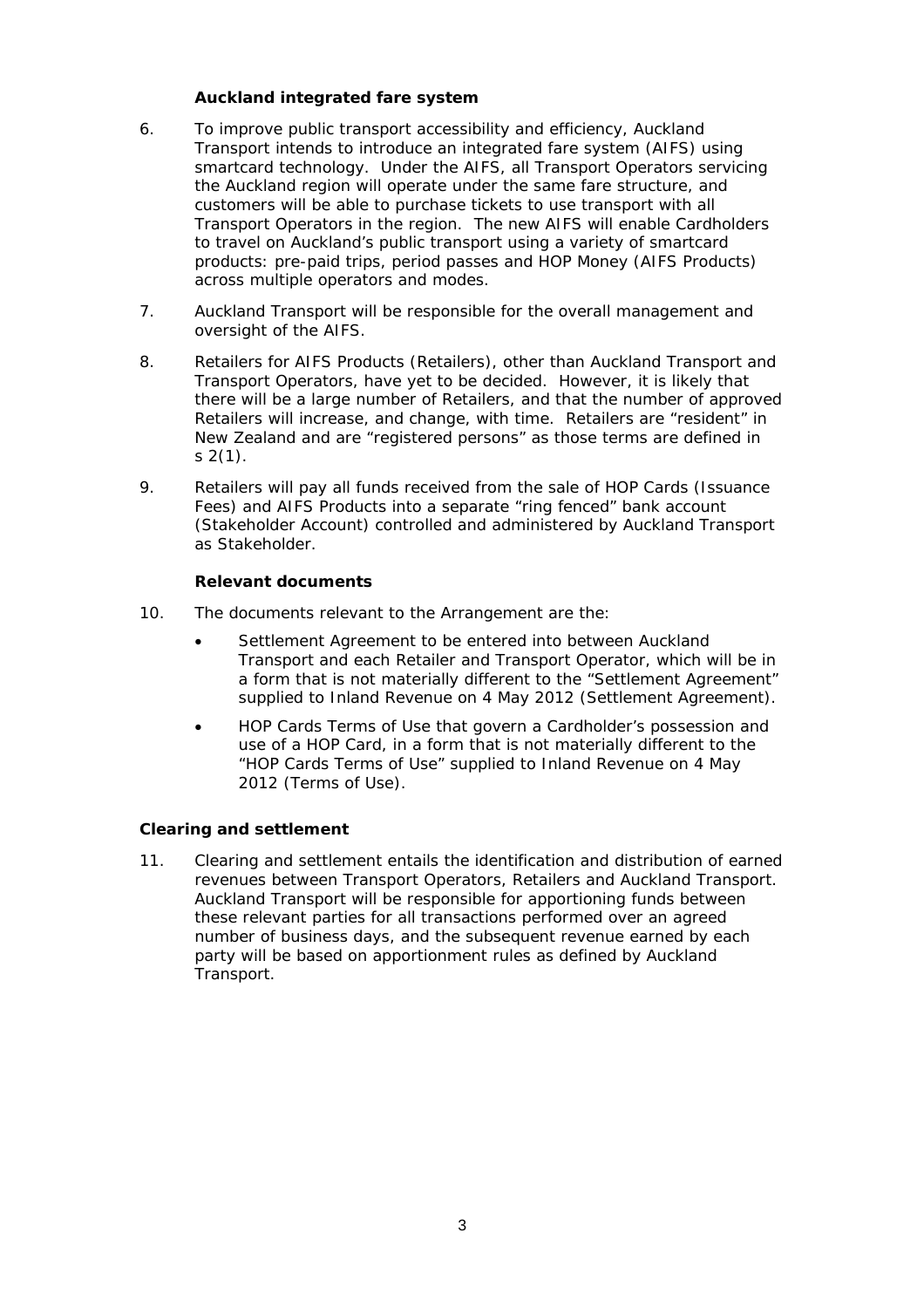### Auckland integrated fare system

6. To improve public transport accessibility and efficiency, Auckland Transport intends to introduce an integrated fare system (AIFS) using smartcard technology. Under the AIFS, all Transport Operators servicing the Auckland region will operate under the same fare structure, and customers will be able to purchase tickets to use transport with all Transport Operators in the region. The new AIFS will enable Cardholders to travel on Auckland's public transport using a variety of smartcard products: pre-paid trips, period passes and HOP Money (AIFS Products) across multiple operators and modes.

7. Auckland Transport will be responsible for the overall management and oversight of the AIFS.

8. Retailers for AIFS Products (Retailers), other than Auckland Transport and Transport Operators, have yet to be decided. However, it is likely that there will be a large number of Retailers, and that the number of approved Retailers will increase, and change, with time. Retailers are "resident" in New Zealand and are "registered persons" as those terms are defined in s 2(1).

9. Retailers will pay all funds received from the sale of HOP Cards (Issuance Fees) and AIFS Products into a separate "ring fenced" bank account (Stakeholder Account) controlled and administered by Auckland Transport as Stakeholder.

### Relevant documents

10. The documents relevant to the Arrangement are the:

- Settlement Agreement to be entered into between Auckland Transport and each Retailer and Transport Operator, which will be in a form that is not materially different to the "Settlement Agreement" supplied to Inland Revenue on 4 May 2012 (Settlement Agreement).
- HOP Cards Terms of Use that govern a Cardholder's possession and use of a HOP Card, in a form that is not materially different to the "HOP Cards Terms of Use" supplied to Inland Revenue on 4 May 2012 (Terms of Use).

## Clearing and settlement

11. Clearing and settlement entails the identification and distribution of earned revenues between Transport Operators, Retailers and Auckland Transport. Auckland Transport will be responsible for apportioning funds between these relevant parties for all transactions performed over an agreed number of business days, and the subsequent revenue earned by each party will be based on apportionment rules as defined by Auckland Transport.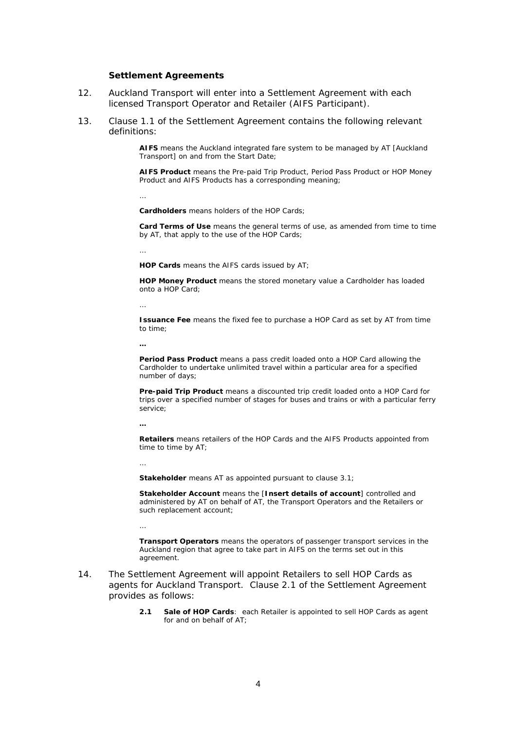### Settlement Agreements

12. Auckland Transport will enter into a Settlement Agreement with each licensed Transport Operator and Retailer (AIFS Participant).

13. Clause 1.1 of the Settlement Agreement contains the following relevant definitions:

> **AIFS** means the Auckland integrated fare system to be managed by AT [Auckland Transport] on and from the Start Date;
>
> **AIFS Product** means the Pre-paid Trip Product, Period Pass Product or HOP Money Product and AIFS Products has a corresponding meaning;
>
> …
>
> **Cardholders** means holders of the HOP Cards;
>
> **Card Terms of Use** means the general terms of use, as amended from time to time by AT, that apply to the use of the HOP Cards;
>
> …
>
> **HOP Cards** means the AIFS cards issued by AT;
>
> **HOP Money Product** means the stored monetary value a Cardholder has loaded onto a HOP Card;
>
> …
>
> **Issuance Fee** means the fixed fee to purchase a HOP Card as set by AT from time to time;
>
> **…**
>
> **Period Pass Product** means a pass credit loaded onto a HOP Card allowing the Cardholder to undertake unlimited travel within a particular area for a specified number of days;
>
> **Pre-paid Trip Product** means a discounted trip credit loaded onto a HOP Card for trips over a specified number of stages for buses and trains or with a particular ferry service;
>
> **…**
>
> **Retailers** means retailers of the HOP Cards and the AIFS Products appointed from time to time by AT;
>
> …
>
> **Stakeholder** means AT as appointed pursuant to clause 3.1;
>
> **Stakeholder Account** means the [**Insert details of account**] controlled and administered by AT on behalf of AT, the Transport Operators and the Retailers or such replacement account;
>
> …
>
> **Transport Operators** means the operators of passenger transport services in the Auckland region that agree to take part in AIFS on the terms set out in this agreement.

14. The Settlement Agreement will appoint Retailers to sell HOP Cards as agents for Auckland Transport. Clause 2.1 of the Settlement Agreement provides as follows:

> **2.1 Sale of HOP Cards**: each Retailer is appointed to sell HOP Cards as agent for and on behalf of AT;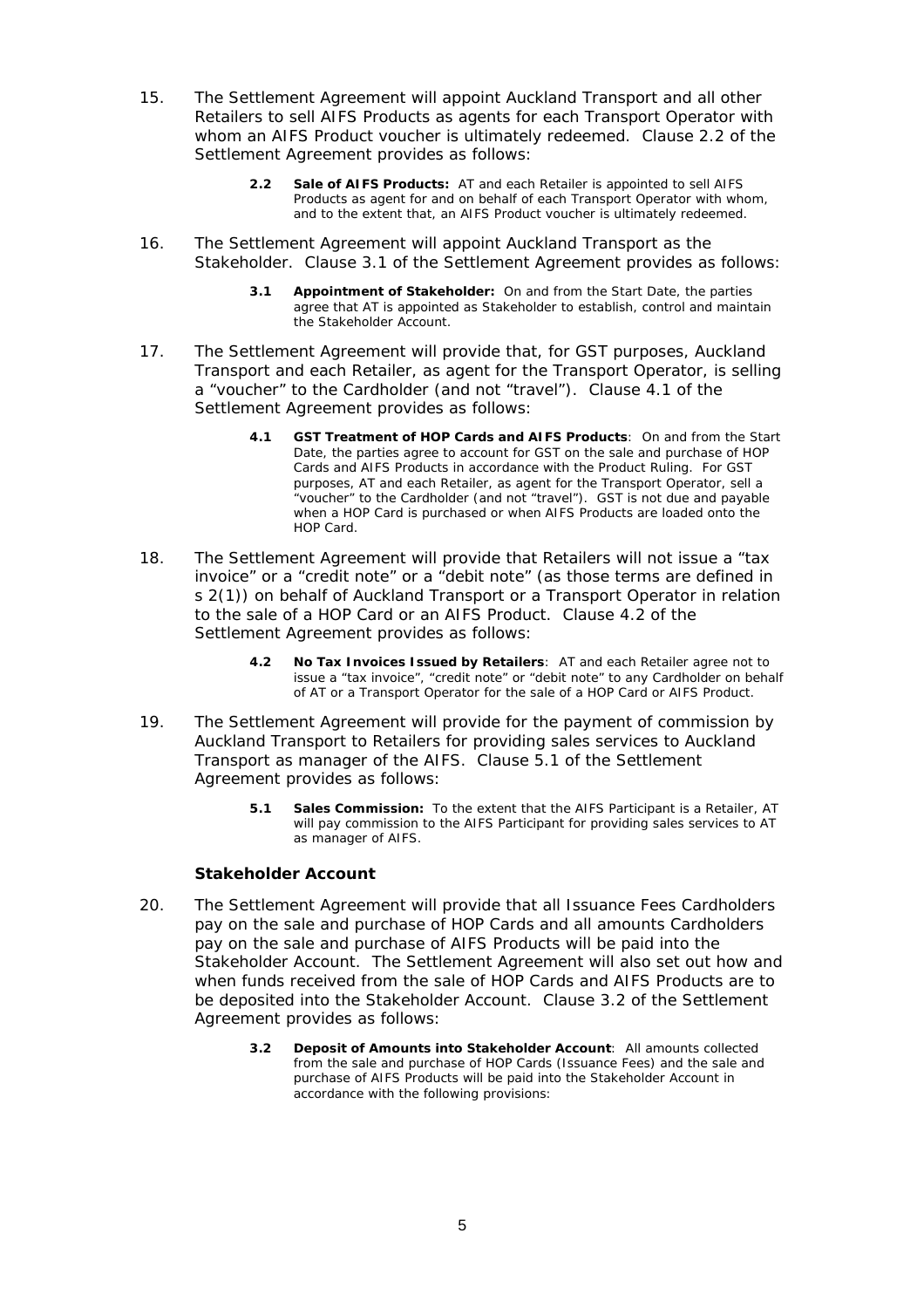15. The Settlement Agreement will appoint Auckland Transport and all other Retailers to sell AIFS Products as agents for each Transport Operator with whom an AIFS Product voucher is ultimately redeemed. Clause 2.2 of the Settlement Agreement provides as follows:

> **2.2 Sale of AIFS Products:** AT and each Retailer is appointed to sell AIFS Products as agent for and on behalf of each Transport Operator with whom, and to the extent that, an AIFS Product voucher is ultimately redeemed.

16. The Settlement Agreement will appoint Auckland Transport as the Stakeholder. Clause 3.1 of the Settlement Agreement provides as follows:

> **3.1 Appointment of Stakeholder:** On and from the Start Date, the parties agree that AT is appointed as Stakeholder to establish, control and maintain the Stakeholder Account.

17. The Settlement Agreement will provide that, for GST purposes, Auckland Transport and each Retailer, as agent for the Transport Operator, is selling a "voucher" to the Cardholder (and not "travel"). Clause 4.1 of the Settlement Agreement provides as follows:

> **4.1 GST Treatment of HOP Cards and AIFS Products**: On and from the Start Date, the parties agree to account for GST on the sale and purchase of HOP Cards and AIFS Products in accordance with the Product Ruling. For GST purposes, AT and each Retailer, as agent for the Transport Operator, sell a "voucher" to the Cardholder (and not "travel"). GST is not due and payable when a HOP Card is purchased or when AIFS Products are loaded onto the HOP Card.

18. The Settlement Agreement will provide that Retailers will not issue a "tax invoice" or a "credit note" or a "debit note" (as those terms are defined in s 2(1)) on behalf of Auckland Transport or a Transport Operator in relation to the sale of a HOP Card or an AIFS Product. Clause 4.2 of the Settlement Agreement provides as follows:

> **4.2 No Tax Invoices Issued by Retailers**: AT and each Retailer agree not to issue a "tax invoice", "credit note" or "debit note" to any Cardholder on behalf of AT or a Transport Operator for the sale of a HOP Card or AIFS Product.

19. The Settlement Agreement will provide for the payment of commission by Auckland Transport to Retailers for providing sales services to Auckland Transport as manager of the AIFS. Clause 5.1 of the Settlement Agreement provides as follows:

> **5.1 Sales Commission:** To the extent that the AIFS Participant is a Retailer, AT will pay commission to the AIFS Participant for providing sales services to AT as manager of AIFS.

### Stakeholder Account

20. The Settlement Agreement will provide that all Issuance Fees Cardholders pay on the sale and purchase of HOP Cards and all amounts Cardholders pay on the sale and purchase of AIFS Products will be paid into the Stakeholder Account. The Settlement Agreement will also set out how and when funds received from the sale of HOP Cards and AIFS Products are to be deposited into the Stakeholder Account. Clause 3.2 of the Settlement Agreement provides as follows:

> **3.2 Deposit of Amounts into Stakeholder Account**: All amounts collected from the sale and purchase of HOP Cards (Issuance Fees) and the sale and purchase of AIFS Products will be paid into the Stakeholder Account in accordance with the following provisions: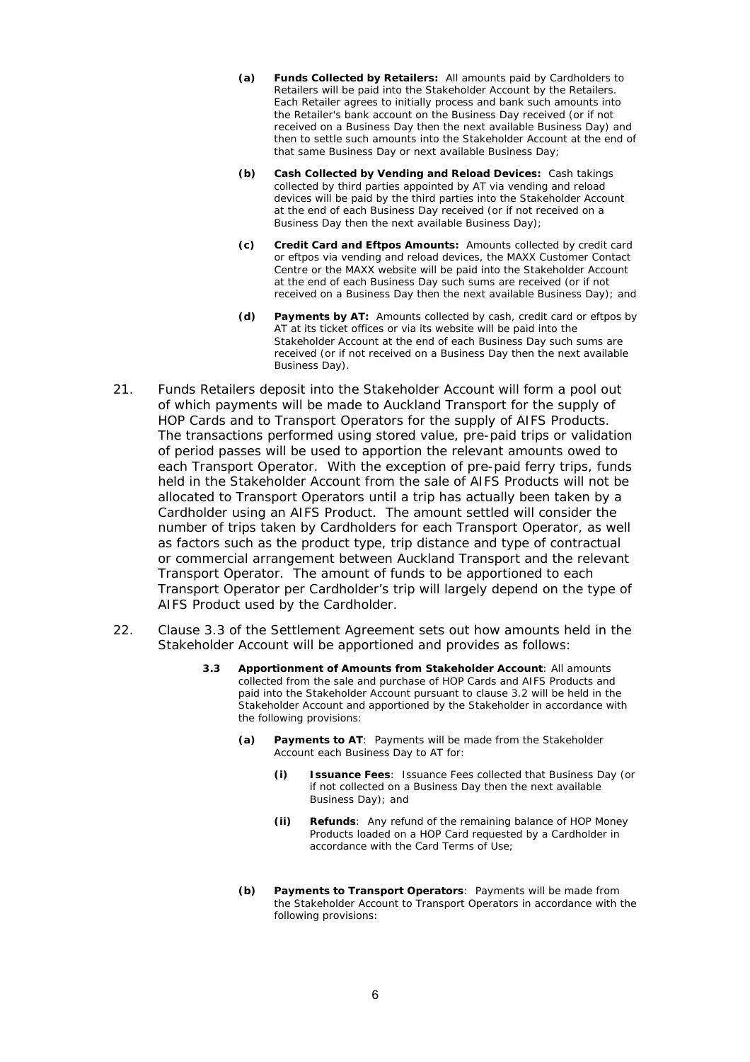> **(a)** **Funds Collected by Retailers:** All amounts paid by Cardholders to Retailers will be paid into the Stakeholder Account by the Retailers. Each Retailer agrees to initially process and bank such amounts into the Retailer's bank account on the Business Day received (or if not received on a Business Day then the next available Business Day) and then to settle such amounts into the Stakeholder Account at the end of that same Business Day or next available Business Day;
>
> **(b)** **Cash Collected by Vending and Reload Devices:** Cash takings collected by third parties appointed by AT via vending and reload devices will be paid by the third parties into the Stakeholder Account at the end of each Business Day received (or if not received on a Business Day then the next available Business Day);
>
> **(c)** **Credit Card and Eftpos Amounts:** Amounts collected by credit card or eftpos via vending and reload devices, the MAXX Customer Contact Centre or the MAXX website will be paid into the Stakeholder Account at the end of each Business Day such sums are received (or if not received on a Business Day then the next available Business Day); and
>
> **(d)** **Payments by AT:** Amounts collected by cash, credit card or eftpos by AT at its ticket offices or via its website will be paid into the Stakeholder Account at the end of each Business Day such sums are received (or if not received on a Business Day then the next available Business Day).

21. Funds Retailers deposit into the Stakeholder Account will form a pool out of which payments will be made to Auckland Transport for the supply of HOP Cards and to Transport Operators for the supply of AIFS Products. The transactions performed using stored value, pre-paid trips or validation of period passes will be used to apportion the relevant amounts owed to each Transport Operator. With the exception of pre-paid ferry trips, funds held in the Stakeholder Account from the sale of AIFS Products will not be allocated to Transport Operators until a trip has actually been taken by a Cardholder using an AIFS Product. The amount settled will consider the number of trips taken by Cardholders for each Transport Operator, as well as factors such as the product type, trip distance and type of contractual or commercial arrangement between Auckland Transport and the relevant Transport Operator. The amount of funds to be apportioned to each Transport Operator per Cardholder's trip will largely depend on the type of AIFS Product used by the Cardholder.

22. Clause 3.3 of the Settlement Agreement sets out how amounts held in the Stakeholder Account will be apportioned and provides as follows:

> **3.3** **Apportionment of Amounts from Stakeholder Account**: All amounts collected from the sale and purchase of HOP Cards and AIFS Products and paid into the Stakeholder Account pursuant to clause 3.2 will be held in the Stakeholder Account and apportioned by the Stakeholder in accordance with the following provisions:
>
> **(a)** **Payments to AT**: Payments will be made from the Stakeholder Account each Business Day to AT for:
>
> > **(i)** **Issuance Fees**: Issuance Fees collected that Business Day (or if not collected on a Business Day then the next available Business Day); and
> >
> > **(ii)** **Refunds**: Any refund of the remaining balance of HOP Money Products loaded on a HOP Card requested by a Cardholder in accordance with the Card Terms of Use;
>
> **(b)** **Payments to Transport Operators**: Payments will be made from the Stakeholder Account to Transport Operators in accordance with the following provisions: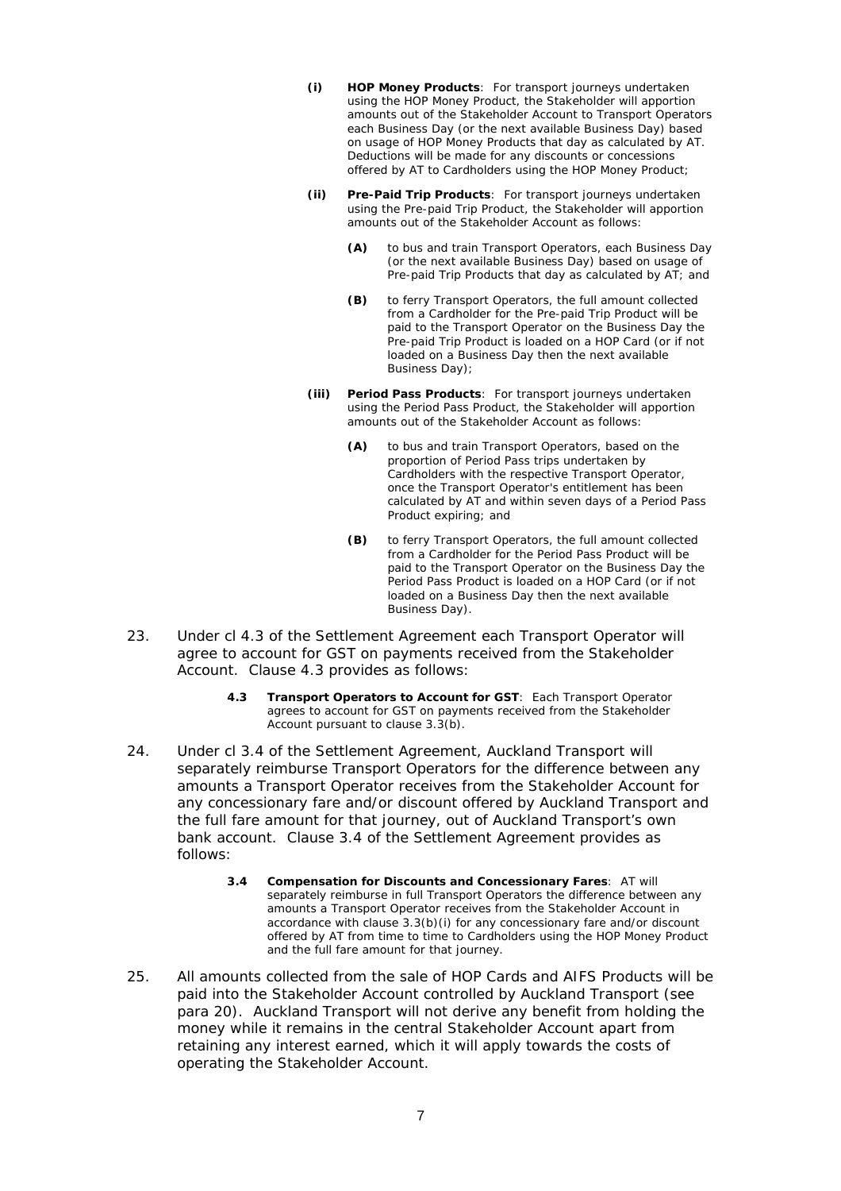> **(i)** **HOP Money Products**: For transport journeys undertaken using the HOP Money Product, the Stakeholder will apportion amounts out of the Stakeholder Account to Transport Operators each Business Day (or the next available Business Day) based on usage of HOP Money Products that day as calculated by AT. Deductions will be made for any discounts or concessions offered by AT to Cardholders using the HOP Money Product;
>
> **(ii)** **Pre-Paid Trip Products**: For transport journeys undertaken using the Pre-paid Trip Product, the Stakeholder will apportion amounts out of the Stakeholder Account as follows:
>
> > **(A)** to bus and train Transport Operators, each Business Day (or the next available Business Day) based on usage of Pre-paid Trip Products that day as calculated by AT; and
> >
> > **(B)** to ferry Transport Operators, the full amount collected from a Cardholder for the Pre-paid Trip Product will be paid to the Transport Operator on the Business Day the Pre-paid Trip Product is loaded on a HOP Card (or if not loaded on a Business Day then the next available Business Day);
>
> **(iii)** **Period Pass Products**: For transport journeys undertaken using the Period Pass Product, the Stakeholder will apportion amounts out of the Stakeholder Account as follows:
>
> > **(A)** to bus and train Transport Operators, based on the proportion of Period Pass trips undertaken by Cardholders with the respective Transport Operator, once the Transport Operator's entitlement has been calculated by AT and within seven days of a Period Pass Product expiring; and
> >
> > **(B)** to ferry Transport Operators, the full amount collected from a Cardholder for the Period Pass Product will be paid to the Transport Operator on the Business Day the Period Pass Product is loaded on a HOP Card (or if not loaded on a Business Day then the next available Business Day).

23. Under cl 4.3 of the Settlement Agreement each Transport Operator will agree to account for GST on payments received from the Stakeholder Account. Clause 4.3 provides as follows:

> **4.3** **Transport Operators to Account for GST**: Each Transport Operator agrees to account for GST on payments received from the Stakeholder Account pursuant to clause 3.3(b).

24. Under cl 3.4 of the Settlement Agreement, Auckland Transport will separately reimburse Transport Operators for the difference between any amounts a Transport Operator receives from the Stakeholder Account for any concessionary fare and/or discount offered by Auckland Transport and the full fare amount for that journey, out of Auckland Transport's own bank account. Clause 3.4 of the Settlement Agreement provides as follows:

> **3.4** **Compensation for Discounts and Concessionary Fares**: AT will separately reimburse in full Transport Operators the difference between any amounts a Transport Operator receives from the Stakeholder Account in accordance with clause 3.3(b)(i) for any concessionary fare and/or discount offered by AT from time to time to Cardholders using the HOP Money Product and the full fare amount for that journey.

25. All amounts collected from the sale of HOP Cards and AIFS Products will be paid into the Stakeholder Account controlled by Auckland Transport (see para 20). Auckland Transport will not derive any benefit from holding the money while it remains in the central Stakeholder Account apart from retaining any interest earned, which it will apply towards the costs of operating the Stakeholder Account.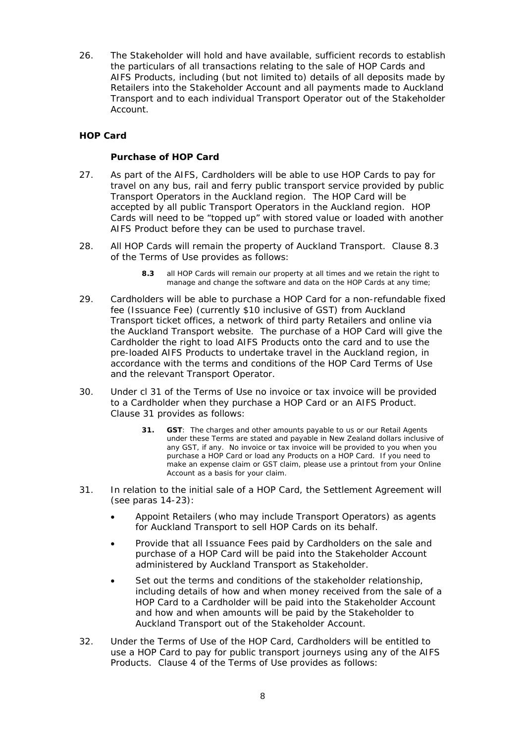26. The Stakeholder will hold and have available, sufficient records to establish the particulars of all transactions relating to the sale of HOP Cards and AIFS Products, including (but not limited to) details of all deposits made by Retailers into the Stakeholder Account and all payments made to Auckland Transport and to each individual Transport Operator out of the Stakeholder Account.

## HOP Card

### Purchase of HOP Card

27. As part of the AIFS, Cardholders will be able to use HOP Cards to pay for travel on any bus, rail and ferry public transport service provided by public Transport Operators in the Auckland region. The HOP Card will be accepted by all public Transport Operators in the Auckland region. HOP Cards will need to be "topped up" with stored value or loaded with another AIFS Product before they can be used to purchase travel.

28. All HOP Cards will remain the property of Auckland Transport. Clause 8.3 of the Terms of Use provides as follows:

> **8.3** all HOP Cards will remain our property at all times and we retain the right to manage and change the software and data on the HOP Cards at any time;

29. Cardholders will be able to purchase a HOP Card for a non-refundable fixed fee (Issuance Fee) (currently $10 inclusive of GST) from Auckland Transport ticket offices, a network of third party Retailers and online via the Auckland Transport website. The purchase of a HOP Card will give the Cardholder the right to load AIFS Products onto the card and to use the pre-loaded AIFS Products to undertake travel in the Auckland region, in accordance with the terms and conditions of the HOP Card Terms of Use and the relevant Transport Operator.

30. Under cl 31 of the Terms of Use no invoice or tax invoice will be provided to a Cardholder when they purchase a HOP Card or an AIFS Product. Clause 31 provides as follows:

> **31. GST**: The charges and other amounts payable to us or our Retail Agents under these Terms are stated and payable in New Zealand dollars inclusive of any GST, if any. No invoice or tax invoice will be provided to you when you purchase a HOP Card or load any Products on a HOP Card. If you need to make an expense claim or GST claim, please use a printout from your Online Account as a basis for your claim.

31. In relation to the initial sale of a HOP Card, the Settlement Agreement will (see paras 14-23):

- Appoint Retailers (who may include Transport Operators) as agents for Auckland Transport to sell HOP Cards on its behalf.
- Provide that all Issuance Fees paid by Cardholders on the sale and purchase of a HOP Card will be paid into the Stakeholder Account administered by Auckland Transport as Stakeholder.
- Set out the terms and conditions of the stakeholder relationship, including details of how and when money received from the sale of a HOP Card to a Cardholder will be paid into the Stakeholder Account and how and when amounts will be paid by the Stakeholder to Auckland Transport out of the Stakeholder Account.

32. Under the Terms of Use of the HOP Card, Cardholders will be entitled to use a HOP Card to pay for public transport journeys using any of the AIFS Products. Clause 4 of the Terms of Use provides as follows: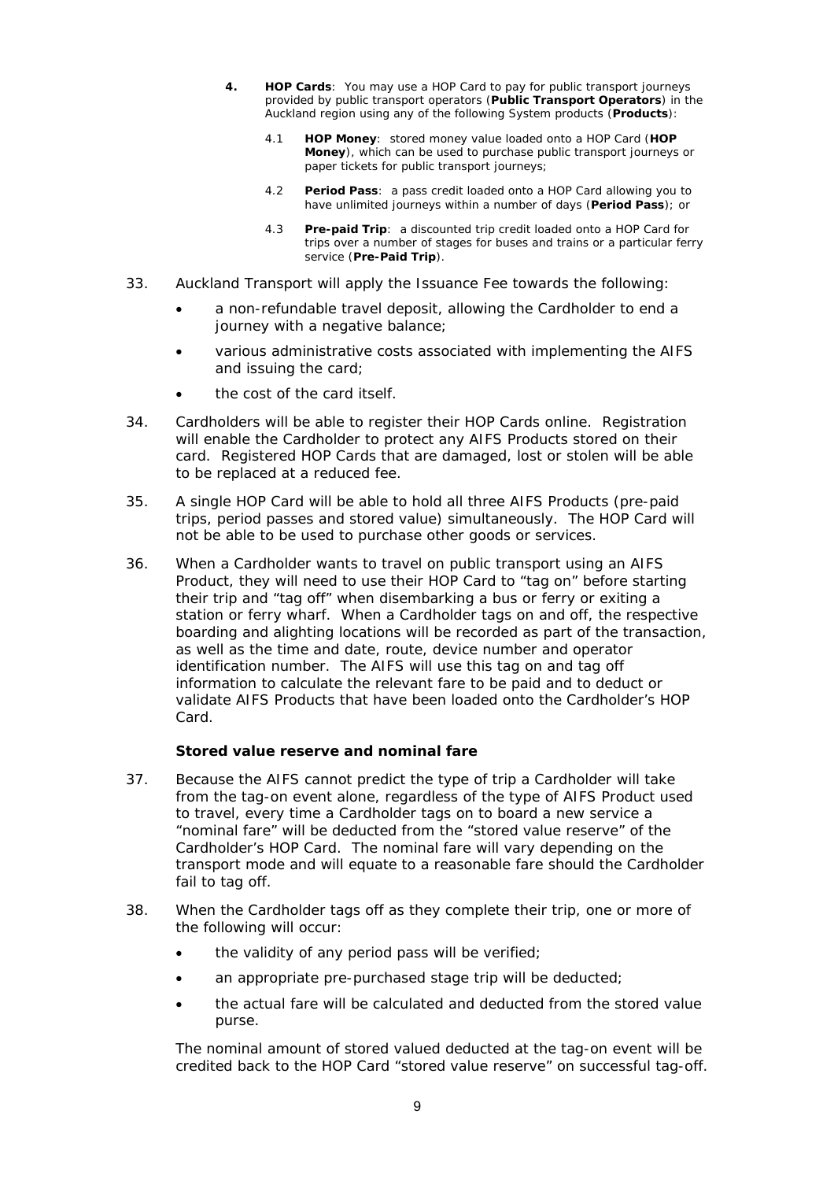> **4.** **HOP Cards**: You may use a HOP Card to pay for public transport journeys provided by public transport operators (**Public Transport Operators**) in the Auckland region using any of the following System products (**Products**):
>
> 4.1 **HOP Money**: stored money value loaded onto a HOP Card (**HOP Money**), which can be used to purchase public transport journeys or paper tickets for public transport journeys;
>
> 4.2 **Period Pass**: a pass credit loaded onto a HOP Card allowing you to have unlimited journeys within a number of days (**Period Pass**); or
>
> 4.3 **Pre-paid Trip**: a discounted trip credit loaded onto a HOP Card for trips over a number of stages for buses and trains or a particular ferry service (**Pre-Paid Trip**).

33. Auckland Transport will apply the Issuance Fee towards the following:
    - a non-refundable travel deposit, allowing the Cardholder to end a journey with a negative balance;
    - various administrative costs associated with implementing the AIFS and issuing the card;
    - the cost of the card itself.

34. Cardholders will be able to register their HOP Cards online. Registration will enable the Cardholder to protect any AIFS Products stored on their card. Registered HOP Cards that are damaged, lost or stolen will be able to be replaced at a reduced fee.

35. A single HOP Card will be able to hold all three AIFS Products (pre-paid trips, period passes and stored value) simultaneously. The HOP Card will not be able to be used to purchase other goods or services.

36. When a Cardholder wants to travel on public transport using an AIFS Product, they will need to use their HOP Card to "tag on" before starting their trip and "tag off" when disembarking a bus or ferry or exiting a station or ferry wharf. When a Cardholder tags on and off, the respective boarding and alighting locations will be recorded as part of the transaction, as well as the time and date, route, device number and operator identification number. The AIFS will use this tag on and tag off information to calculate the relevant fare to be paid and to deduct or validate AIFS Products that have been loaded onto the Cardholder's HOP Card.

**Stored value reserve and nominal fare**

37. Because the AIFS cannot predict the type of trip a Cardholder will take from the tag-on event alone, regardless of the type of AIFS Product used to travel, every time a Cardholder tags on to board a new service a "nominal fare" will be deducted from the "stored value reserve" of the Cardholder's HOP Card. The nominal fare will vary depending on the transport mode and will equate to a reasonable fare should the Cardholder fail to tag off.

38. When the Cardholder tags off as they complete their trip, one or more of the following will occur:
    - the validity of any period pass will be verified;
    - an appropriate pre-purchased stage trip will be deducted;
    - the actual fare will be calculated and deducted from the stored value purse.

    The nominal amount of stored valued deducted at the tag-on event will be credited back to the HOP Card "stored value reserve" on successful tag-off.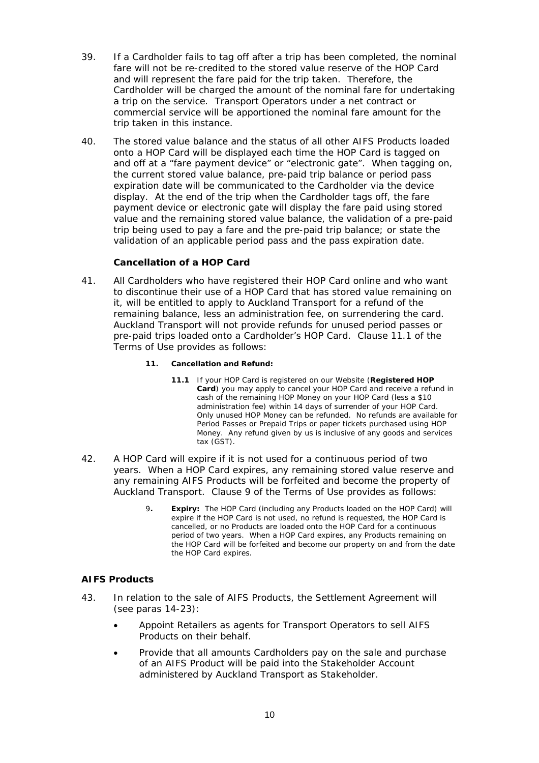39. If a Cardholder fails to tag off after a trip has been completed, the nominal fare will not be re-credited to the stored value reserve of the HOP Card and will represent the fare paid for the trip taken. Therefore, the Cardholder will be charged the amount of the nominal fare for undertaking a trip on the service. Transport Operators under a net contract or commercial service will be apportioned the nominal fare amount for the trip taken in this instance.

40. The stored value balance and the status of all other AIFS Products loaded onto a HOP Card will be displayed each time the HOP Card is tagged on and off at a "fare payment device" or "electronic gate". When tagging on, the current stored value balance, pre-paid trip balance or period pass expiration date will be communicated to the Cardholder via the device display. At the end of the trip when the Cardholder tags off, the fare payment device or electronic gate will display the fare paid using stored value and the remaining stored value balance, the validation of a pre-paid trip being used to pay a fare and the pre-paid trip balance; or state the validation of an applicable period pass and the pass expiration date.

### Cancellation of a HOP Card

41. All Cardholders who have registered their HOP Card online and who want to discontinue their use of a HOP Card that has stored value remaining on it, will be entitled to apply to Auckland Transport for a refund of the remaining balance, less an administration fee, on surrendering the card. Auckland Transport will not provide refunds for unused period passes or pre-paid trips loaded onto a Cardholder's HOP Card. Clause 11.1 of the Terms of Use provides as follows:

> ***11. Cancellation and Refund:***
>
> ***11.1*** *If your HOP Card is registered on our Website (**Registered HOP Card**) you may apply to cancel your HOP Card and receive a refund in cash of the remaining HOP Money on your HOP Card (less a $10 administration fee) within 14 days of surrender of your HOP Card. Only unused HOP Money can be refunded. No refunds are available for Period Passes or Prepaid Trips or paper tickets purchased using HOP Money. Any refund given by us is inclusive of any goods and services tax (GST).*

42. A HOP Card will expire if it is not used for a continuous period of two years. When a HOP Card expires, any remaining stored value reserve and any remaining AIFS Products will be forfeited and become the property of Auckland Transport. Clause 9 of the Terms of Use provides as follows:

> *9**. Expiry:** The HOP Card (including any Products loaded on the HOP Card) will expire if the HOP Card is not used, no refund is requested, the HOP Card is cancelled, or no Products are loaded onto the HOP Card for a continuous period of two years. When a HOP Card expires, any Products remaining on the HOP Card will be forfeited and become our property on and from the date the HOP Card expires.*

## AIFS Products

43. In relation to the sale of AIFS Products, the Settlement Agreement will (see paras 14-23):

    - Appoint Retailers as agents for Transport Operators to sell AIFS Products on their behalf.
    - Provide that all amounts Cardholders pay on the sale and purchase of an AIFS Product will be paid into the Stakeholder Account administered by Auckland Transport as Stakeholder.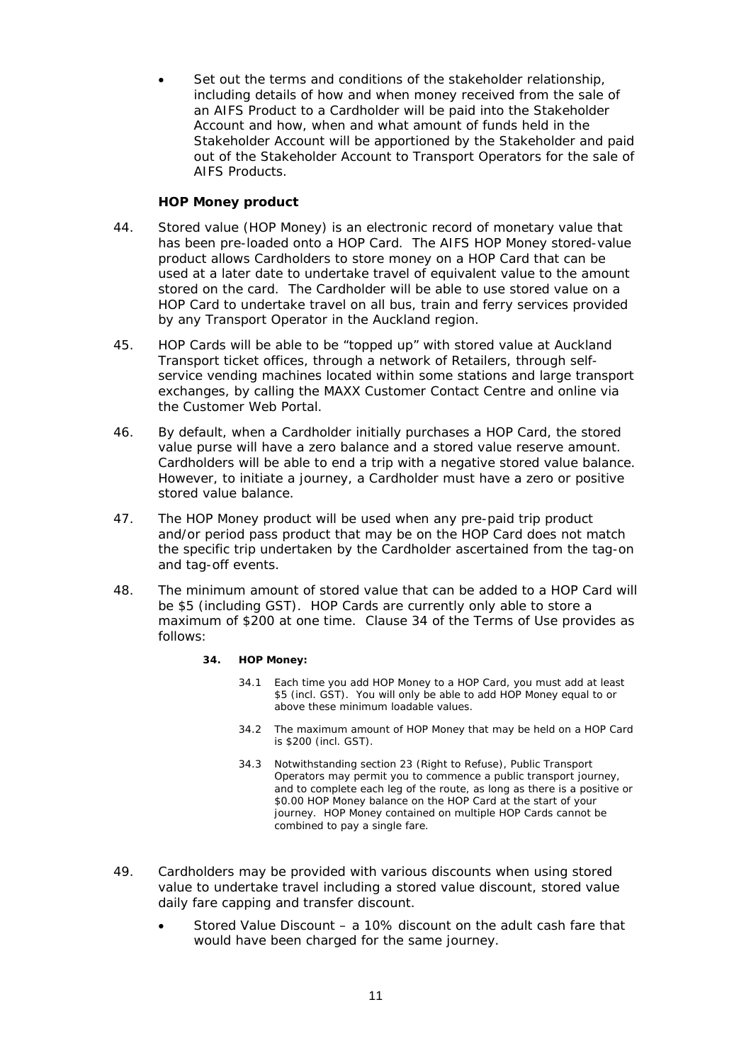- Set out the terms and conditions of the stakeholder relationship, including details of how and when money received from the sale of an AIFS Product to a Cardholder will be paid into the Stakeholder Account and how, when and what amount of funds held in the Stakeholder Account will be apportioned by the Stakeholder and paid out of the Stakeholder Account to Transport Operators for the sale of AIFS Products.

**HOP Money product**

44. Stored value (HOP Money) is an electronic record of monetary value that has been pre-loaded onto a HOP Card. The AIFS HOP Money stored-value product allows Cardholders to store money on a HOP Card that can be used at a later date to undertake travel of equivalent value to the amount stored on the card. The Cardholder will be able to use stored value on a HOP Card to undertake travel on all bus, train and ferry services provided by any Transport Operator in the Auckland region.

45. HOP Cards will be able to be "topped up" with stored value at Auckland Transport ticket offices, through a network of Retailers, through self-service vending machines located within some stations and large transport exchanges, by calling the MAXX Customer Contact Centre and online via the Customer Web Portal.

46. By default, when a Cardholder initially purchases a HOP Card, the stored value purse will have a zero balance and a stored value reserve amount. Cardholders will be able to end a trip with a negative stored value balance. However, to initiate a journey, a Cardholder must have a zero or positive stored value balance.

47. The HOP Money product will be used when any pre-paid trip product and/or period pass product that may be on the HOP Card does not match the specific trip undertaken by the Cardholder ascertained from the tag-on and tag-off events.

48. The minimum amount of stored value that can be added to a HOP Card will be $5 (including GST). HOP Cards are currently only able to store a maximum of $200 at one time. Clause 34 of the Terms of Use provides as follows:

> **34. HOP Money:**
>
> 34.1 Each time you add HOP Money to a HOP Card, you must add at least $5 (incl. GST). You will only be able to add HOP Money equal to or above these minimum loadable values.
>
> 34.2 The maximum amount of HOP Money that may be held on a HOP Card is $200 (incl. GST).
>
> 34.3 Notwithstanding section 23 (Right to Refuse), Public Transport Operators may permit you to commence a public transport journey, and to complete each leg of the route, as long as there is a positive or $0.00 HOP Money balance on the HOP Card at the start of your journey. HOP Money contained on multiple HOP Cards cannot be combined to pay a single fare.

49. Cardholders may be provided with various discounts when using stored value to undertake travel including a stored value discount, stored value daily fare capping and transfer discount.

- Stored Value Discount – a 10% discount on the adult cash fare that would have been charged for the same journey.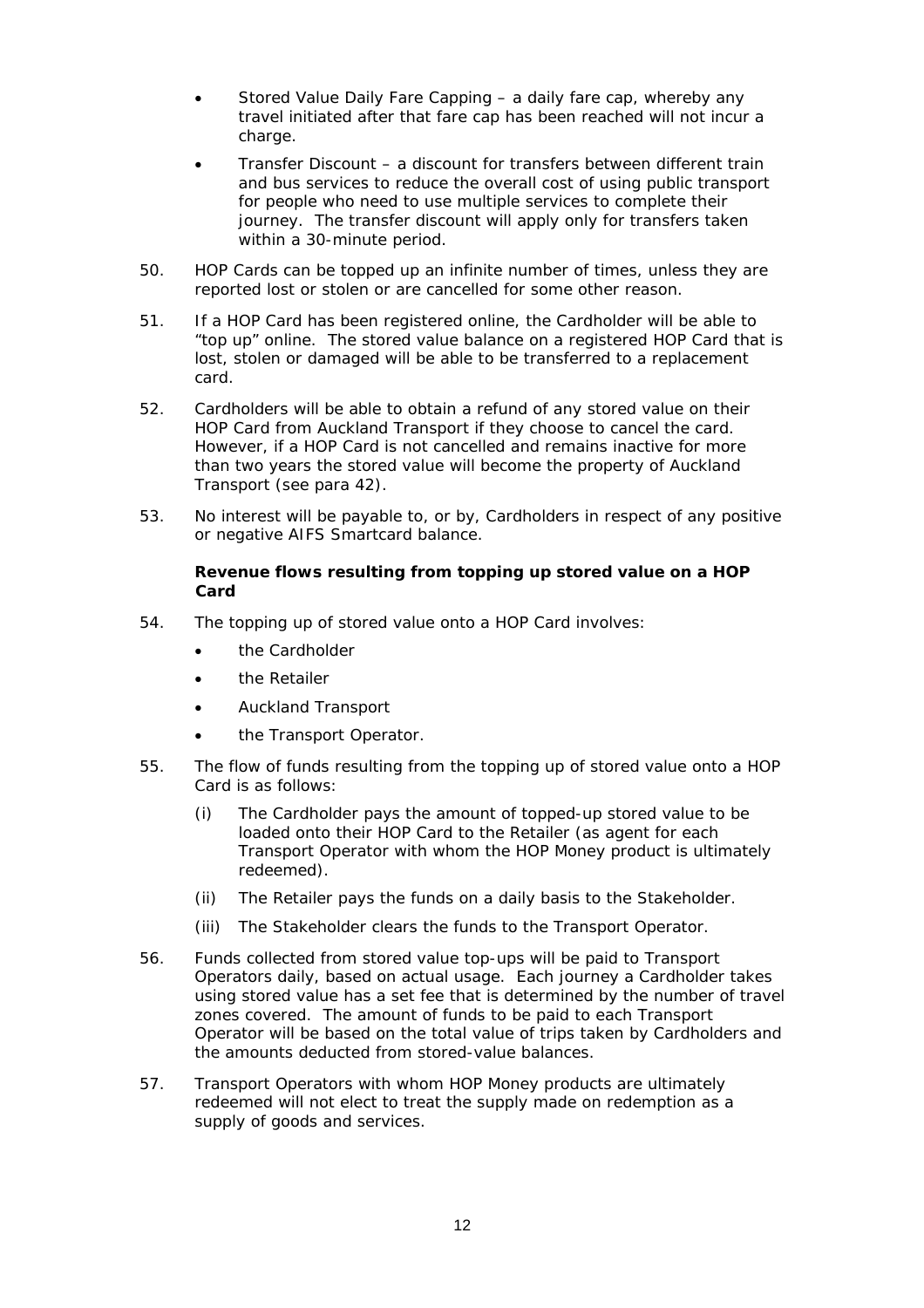- Stored Value Daily Fare Capping – a daily fare cap, whereby any travel initiated after that fare cap has been reached will not incur a charge.
- Transfer Discount – a discount for transfers between different train and bus services to reduce the overall cost of using public transport for people who need to use multiple services to complete their journey. The transfer discount will apply only for transfers taken within a 30-minute period.

50. HOP Cards can be topped up an infinite number of times, unless they are reported lost or stolen or are cancelled for some other reason.

51. If a HOP Card has been registered online, the Cardholder will be able to "top up" online. The stored value balance on a registered HOP Card that is lost, stolen or damaged will be able to be transferred to a replacement card.

52. Cardholders will be able to obtain a refund of any stored value on their HOP Card from Auckland Transport if they choose to cancel the card. However, if a HOP Card is not cancelled and remains inactive for more than two years the stored value will become the property of Auckland Transport (see para 42).

53. No interest will be payable to, or by, Cardholders in respect of any positive or negative AIFS Smartcard balance.

**Revenue flows resulting from topping up stored value on a HOP Card**

54. The topping up of stored value onto a HOP Card involves:
    - the Cardholder
    - the Retailer
    - Auckland Transport
    - the Transport Operator.

55. The flow of funds resulting from the topping up of stored value onto a HOP Card is as follows:
    (i) The Cardholder pays the amount of topped-up stored value to be loaded onto their HOP Card to the Retailer (as agent for each Transport Operator with whom the HOP Money product is ultimately redeemed).
    (ii) The Retailer pays the funds on a daily basis to the Stakeholder.
    (iii) The Stakeholder clears the funds to the Transport Operator.

56. Funds collected from stored value top-ups will be paid to Transport Operators daily, based on actual usage. Each journey a Cardholder takes using stored value has a set fee that is determined by the number of travel zones covered. The amount of funds to be paid to each Transport Operator will be based on the total value of trips taken by Cardholders and the amounts deducted from stored-value balances.

57. Transport Operators with whom HOP Money products are ultimately redeemed will not elect to treat the supply made on redemption as a supply of goods and services.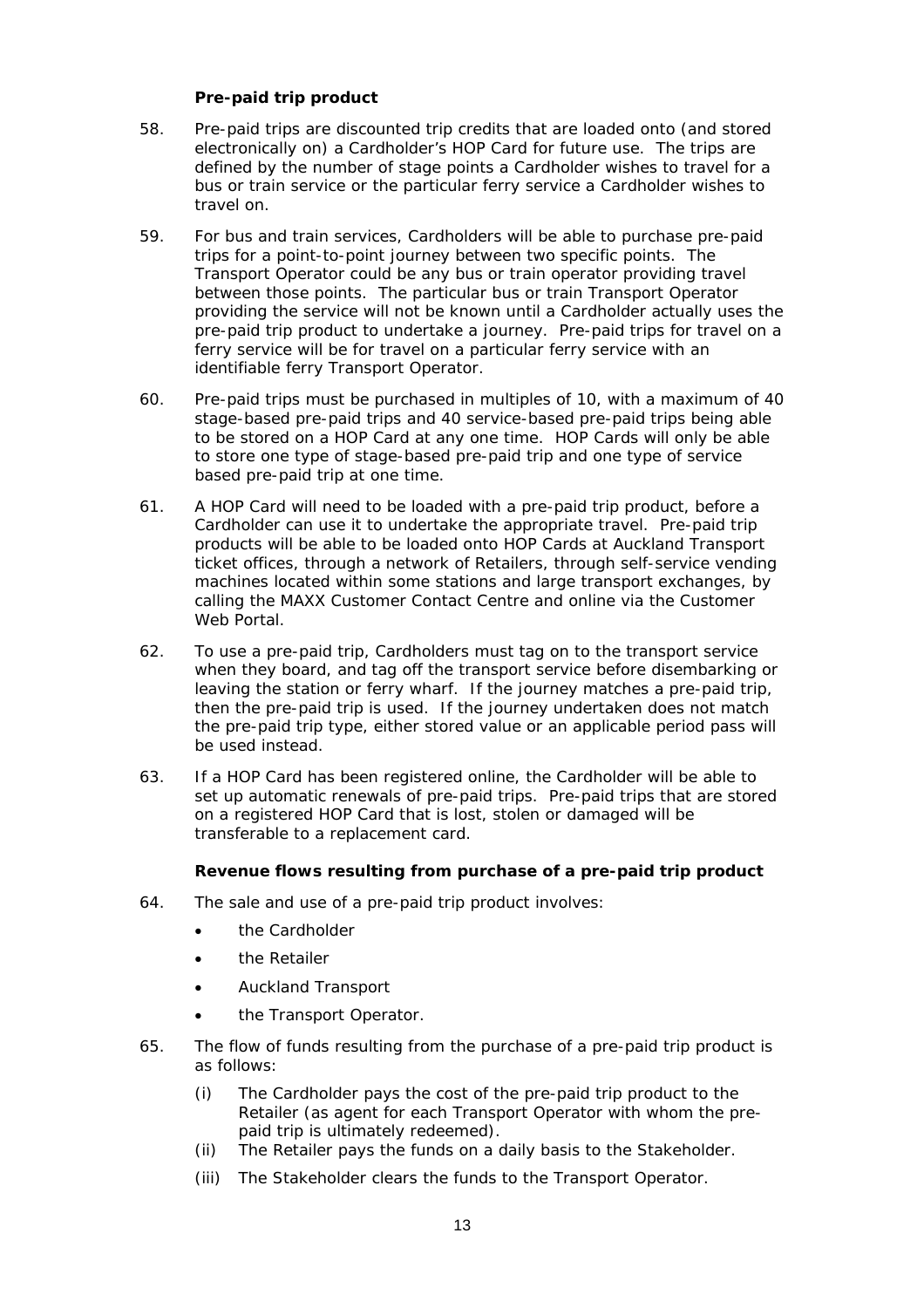### Pre-paid trip product

58. Pre-paid trips are discounted trip credits that are loaded onto (and stored electronically on) a Cardholder's HOP Card for future use. The trips are defined by the number of stage points a Cardholder wishes to travel for a bus or train service or the particular ferry service a Cardholder wishes to travel on.

59. For bus and train services, Cardholders will be able to purchase pre-paid trips for a point-to-point journey between two specific points. The Transport Operator could be any bus or train operator providing travel between those points. The particular bus or train Transport Operator providing the service will not be known until a Cardholder actually uses the pre-paid trip product to undertake a journey. Pre-paid trips for travel on a ferry service will be for travel on a particular ferry service with an identifiable ferry Transport Operator.

60. Pre-paid trips must be purchased in multiples of 10, with a maximum of 40 stage-based pre-paid trips and 40 service-based pre-paid trips being able to be stored on a HOP Card at any one time. HOP Cards will only be able to store one type of stage-based pre-paid trip and one type of service based pre-paid trip at one time.

61. A HOP Card will need to be loaded with a pre-paid trip product, before a Cardholder can use it to undertake the appropriate travel. Pre-paid trip products will be able to be loaded onto HOP Cards at Auckland Transport ticket offices, through a network of Retailers, through self-service vending machines located within some stations and large transport exchanges, by calling the MAXX Customer Contact Centre and online via the Customer Web Portal.

62. To use a pre-paid trip, Cardholders must tag on to the transport service when they board, and tag off the transport service before disembarking or leaving the station or ferry wharf. If the journey matches a pre-paid trip, then the pre-paid trip is used. If the journey undertaken does not match the pre-paid trip type, either stored value or an applicable period pass will be used instead.

63. If a HOP Card has been registered online, the Cardholder will be able to set up automatic renewals of pre-paid trips. Pre-paid trips that are stored on a registered HOP Card that is lost, stolen or damaged will be transferable to a replacement card.

### Revenue flows resulting from purchase of a pre-paid trip product

64. The sale and use of a pre-paid trip product involves:

- the Cardholder
- the Retailer
- Auckland Transport
- the Transport Operator.

65. The flow of funds resulting from the purchase of a pre-paid trip product is as follows:

    (i) The Cardholder pays the cost of the pre-paid trip product to the Retailer (as agent for each Transport Operator with whom the pre-paid trip is ultimately redeemed).

    (ii) The Retailer pays the funds on a daily basis to the Stakeholder.

    (iii) The Stakeholder clears the funds to the Transport Operator.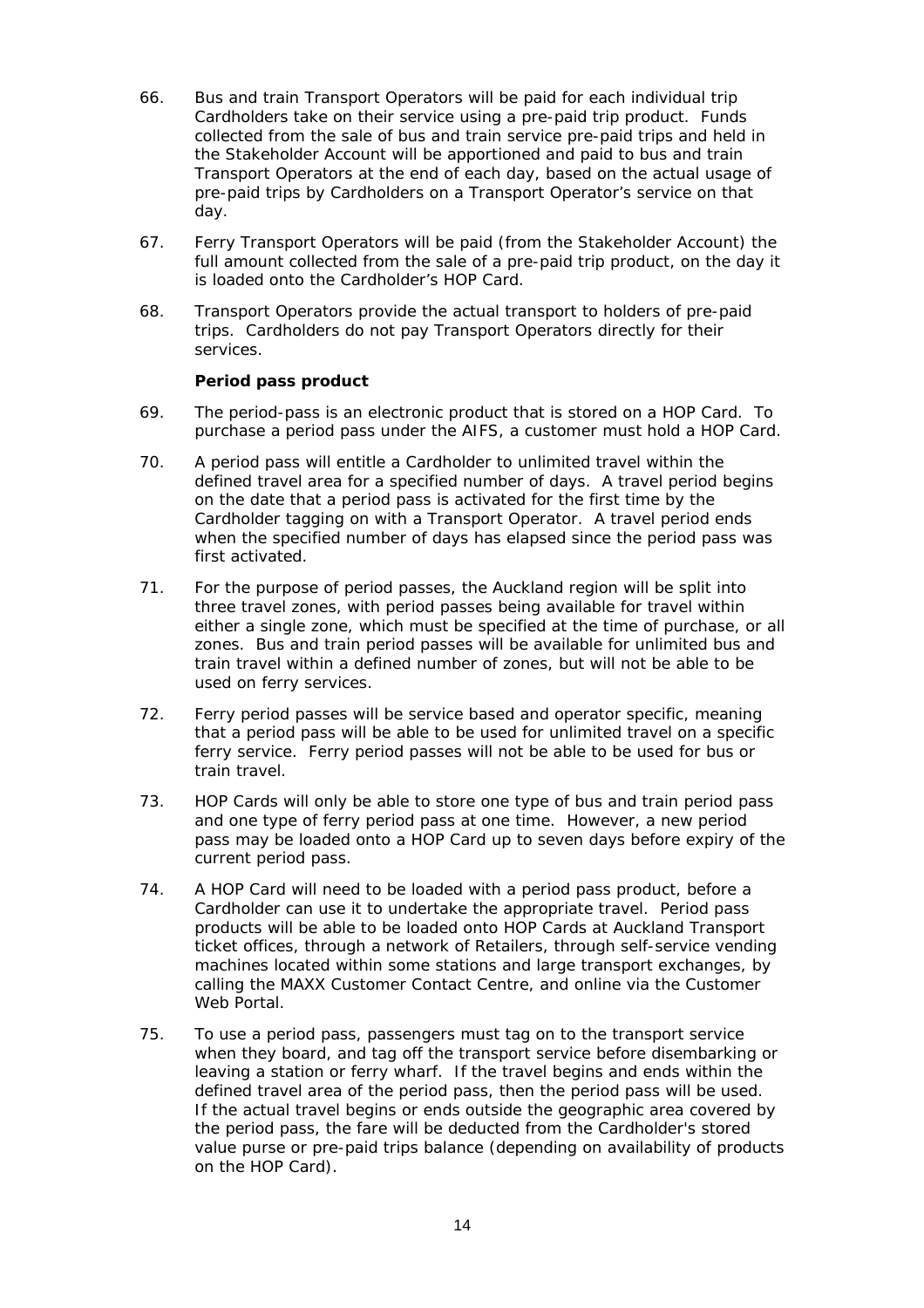66. Bus and train Transport Operators will be paid for each individual trip Cardholders take on their service using a pre-paid trip product. Funds collected from the sale of bus and train service pre-paid trips and held in the Stakeholder Account will be apportioned and paid to bus and train Transport Operators at the end of each day, based on the actual usage of pre-paid trips by Cardholders on a Transport Operator's service on that day.

67. Ferry Transport Operators will be paid (from the Stakeholder Account) the full amount collected from the sale of a pre-paid trip product, on the day it is loaded onto the Cardholder's HOP Card.

68. Transport Operators provide the actual transport to holders of pre-paid trips. Cardholders do not pay Transport Operators directly for their services.

**Period pass product**

69. The period-pass is an electronic product that is stored on a HOP Card. To purchase a period pass under the AIFS, a customer must hold a HOP Card.

70. A period pass will entitle a Cardholder to unlimited travel within the defined travel area for a specified number of days. A travel period begins on the date that a period pass is activated for the first time by the Cardholder tagging on with a Transport Operator. A travel period ends when the specified number of days has elapsed since the period pass was first activated.

71. For the purpose of period passes, the Auckland region will be split into three travel zones, with period passes being available for travel within either a single zone, which must be specified at the time of purchase, or all zones. Bus and train period passes will be available for unlimited bus and train travel within a defined number of zones, but will not be able to be used on ferry services.

72. Ferry period passes will be service based and operator specific, meaning that a period pass will be able to be used for unlimited travel on a specific ferry service. Ferry period passes will not be able to be used for bus or train travel.

73. HOP Cards will only be able to store one type of bus and train period pass and one type of ferry period pass at one time. However, a new period pass may be loaded onto a HOP Card up to seven days before expiry of the current period pass.

74. A HOP Card will need to be loaded with a period pass product, before a Cardholder can use it to undertake the appropriate travel. Period pass products will be able to be loaded onto HOP Cards at Auckland Transport ticket offices, through a network of Retailers, through self-service vending machines located within some stations and large transport exchanges, by calling the MAXX Customer Contact Centre, and online via the Customer Web Portal.

75. To use a period pass, passengers must tag on to the transport service when they board, and tag off the transport service before disembarking or leaving a station or ferry wharf. If the travel begins and ends within the defined travel area of the period pass, then the period pass will be used. If the actual travel begins or ends outside the geographic area covered by the period pass, the fare will be deducted from the Cardholder's stored value purse or pre-paid trips balance (depending on availability of products on the HOP Card).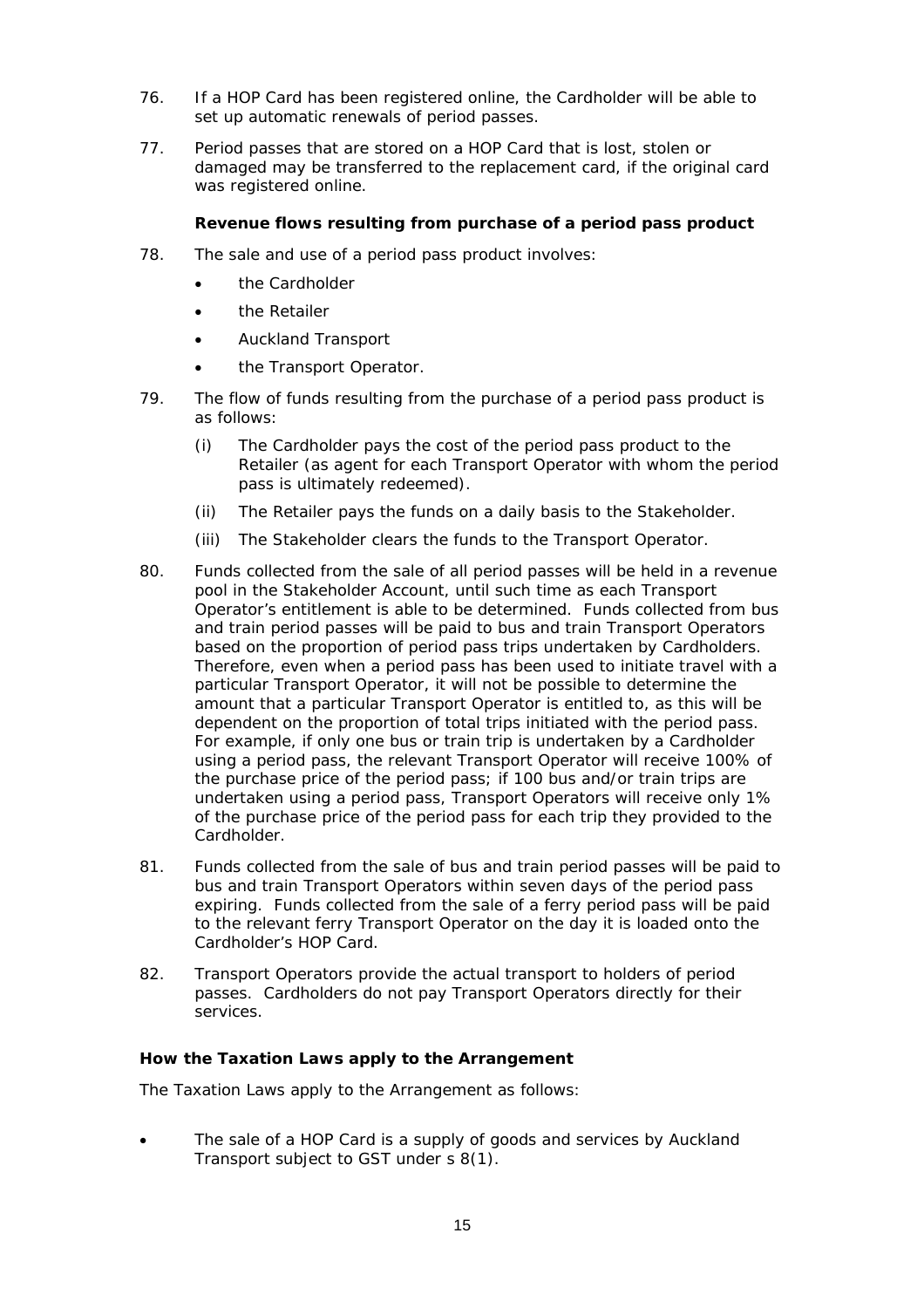76. If a HOP Card has been registered online, the Cardholder will be able to set up automatic renewals of period passes.

77. Period passes that are stored on a HOP Card that is lost, stolen or damaged may be transferred to the replacement card, if the original card was registered online.

**Revenue flows resulting from purchase of a period pass product**

78. The sale and use of a period pass product involves:
    - the Cardholder
    - the Retailer
    - Auckland Transport
    - the Transport Operator.

79. The flow of funds resulting from the purchase of a period pass product is as follows:
    (i) The Cardholder pays the cost of the period pass product to the Retailer (as agent for each Transport Operator with whom the period pass is ultimately redeemed).
    (ii) The Retailer pays the funds on a daily basis to the Stakeholder.
    (iii) The Stakeholder clears the funds to the Transport Operator.

80. Funds collected from the sale of all period passes will be held in a revenue pool in the Stakeholder Account, until such time as each Transport Operator's entitlement is able to be determined. Funds collected from bus and train period passes will be paid to bus and train Transport Operators based on the proportion of period pass trips undertaken by Cardholders. Therefore, even when a period pass has been used to initiate travel with a particular Transport Operator, it will not be possible to determine the amount that a particular Transport Operator is entitled to, as this will be dependent on the proportion of total trips initiated with the period pass. For example, if only one bus or train trip is undertaken by a Cardholder using a period pass, the relevant Transport Operator will receive 100% of the purchase price of the period pass; if 100 bus and/or train trips are undertaken using a period pass, Transport Operators will receive only 1% of the purchase price of the period pass for each trip they provided to the Cardholder.

81. Funds collected from the sale of bus and train period passes will be paid to bus and train Transport Operators within seven days of the period pass expiring. Funds collected from the sale of a ferry period pass will be paid to the relevant ferry Transport Operator on the day it is loaded onto the Cardholder's HOP Card.

82. Transport Operators provide the actual transport to holders of period passes. Cardholders do not pay Transport Operators directly for their services.

## How the Taxation Laws apply to the Arrangement

The Taxation Laws apply to the Arrangement as follows:

- The sale of a HOP Card is a supply of goods and services by Auckland Transport subject to GST under s 8(1).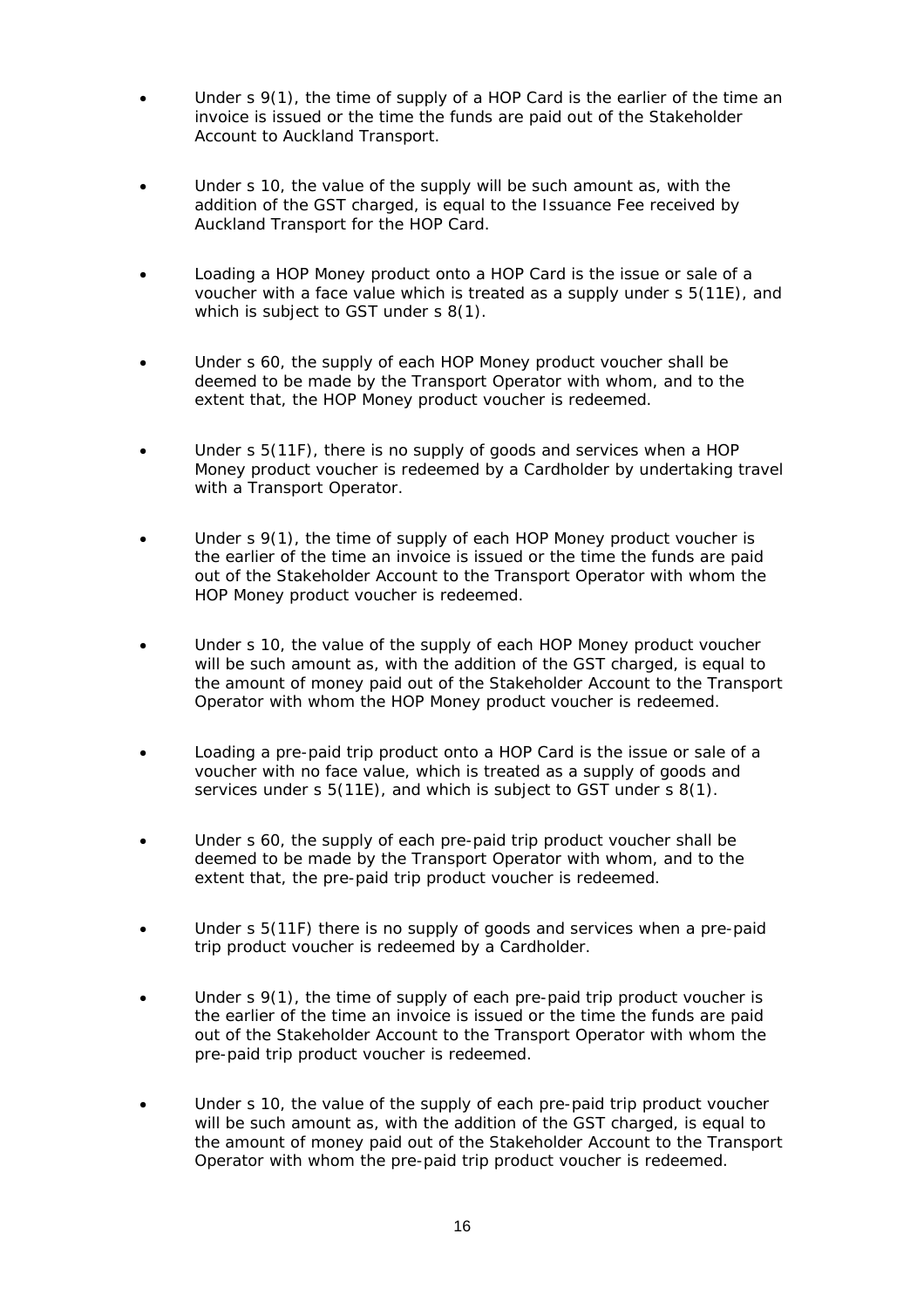- Under s 9(1), the time of supply of a HOP Card is the earlier of the time an invoice is issued or the time the funds are paid out of the Stakeholder Account to Auckland Transport.

- Under s 10, the value of the supply will be such amount as, with the addition of the GST charged, is equal to the Issuance Fee received by Auckland Transport for the HOP Card.

- Loading a HOP Money product onto a HOP Card is the issue or sale of a voucher with a face value which is treated as a supply under s 5(11E), and which is subject to GST under s 8(1).

- Under s 60, the supply of each HOP Money product voucher shall be deemed to be made by the Transport Operator with whom, and to the extent that, the HOP Money product voucher is redeemed.

- Under s 5(11F), there is no supply of goods and services when a HOP Money product voucher is redeemed by a Cardholder by undertaking travel with a Transport Operator.

- Under s 9(1), the time of supply of each HOP Money product voucher is the earlier of the time an invoice is issued or the time the funds are paid out of the Stakeholder Account to the Transport Operator with whom the HOP Money product voucher is redeemed.

- Under s 10, the value of the supply of each HOP Money product voucher will be such amount as, with the addition of the GST charged, is equal to the amount of money paid out of the Stakeholder Account to the Transport Operator with whom the HOP Money product voucher is redeemed.

- Loading a pre-paid trip product onto a HOP Card is the issue or sale of a voucher with no face value, which is treated as a supply of goods and services under s 5(11E), and which is subject to GST under s 8(1).

- Under s 60, the supply of each pre-paid trip product voucher shall be deemed to be made by the Transport Operator with whom, and to the extent that, the pre-paid trip product voucher is redeemed.

- Under s 5(11F) there is no supply of goods and services when a pre-paid trip product voucher is redeemed by a Cardholder.

- Under s 9(1), the time of supply of each pre-paid trip product voucher is the earlier of the time an invoice is issued or the time the funds are paid out of the Stakeholder Account to the Transport Operator with whom the pre-paid trip product voucher is redeemed.

- Under s 10, the value of the supply of each pre-paid trip product voucher will be such amount as, with the addition of the GST charged, is equal to the amount of money paid out of the Stakeholder Account to the Transport Operator with whom the pre-paid trip product voucher is redeemed.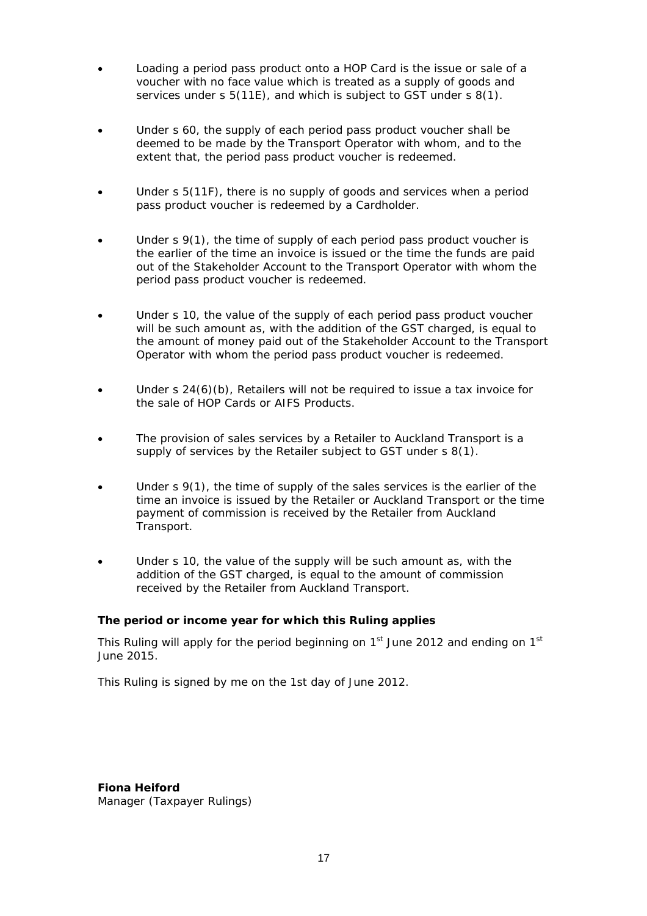- Loading a period pass product onto a HOP Card is the issue or sale of a voucher with no face value which is treated as a supply of goods and services under s 5(11E), and which is subject to GST under s 8(1).

- Under s 60, the supply of each period pass product voucher shall be deemed to be made by the Transport Operator with whom, and to the extent that, the period pass product voucher is redeemed.

- Under s 5(11F), there is no supply of goods and services when a period pass product voucher is redeemed by a Cardholder.

- Under s 9(1), the time of supply of each period pass product voucher is the earlier of the time an invoice is issued or the time the funds are paid out of the Stakeholder Account to the Transport Operator with whom the period pass product voucher is redeemed.

- Under s 10, the value of the supply of each period pass product voucher will be such amount as, with the addition of the GST charged, is equal to the amount of money paid out of the Stakeholder Account to the Transport Operator with whom the period pass product voucher is redeemed.

- Under s 24(6)(b), Retailers will not be required to issue a tax invoice for the sale of HOP Cards or AIFS Products.

- The provision of sales services by a Retailer to Auckland Transport is a supply of services by the Retailer subject to GST under s 8(1).

- Under s 9(1), the time of supply of the sales services is the earlier of the time an invoice is issued by the Retailer or Auckland Transport or the time payment of commission is received by the Retailer from Auckland Transport.

- Under s 10, the value of the supply will be such amount as, with the addition of the GST charged, is equal to the amount of commission received by the Retailer from Auckland Transport.

**The period or income year for which this Ruling applies**

This Ruling will apply for the period beginning on 1st June 2012 and ending on 1st June 2015.

This Ruling is signed by me on the 1st day of June 2012.

**Fiona Heiford**
Manager (Taxpayer Rulings)